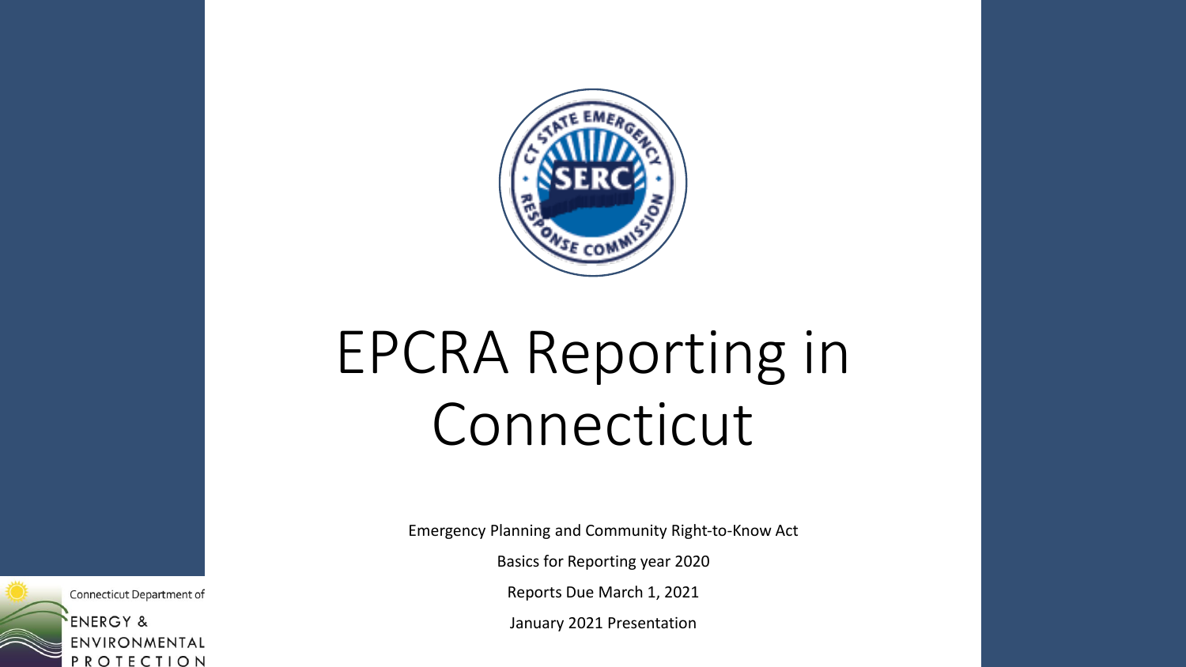# EPCRA Reporting in Connecticut

Emergency Planning and Community Right-to-Know Act

Basics for Reporting year 2020

Reports Due March 1, 2021

January 2021 Presentation

Connecticut Department of ENERGY & ENVIRONMENTAL PROTECTION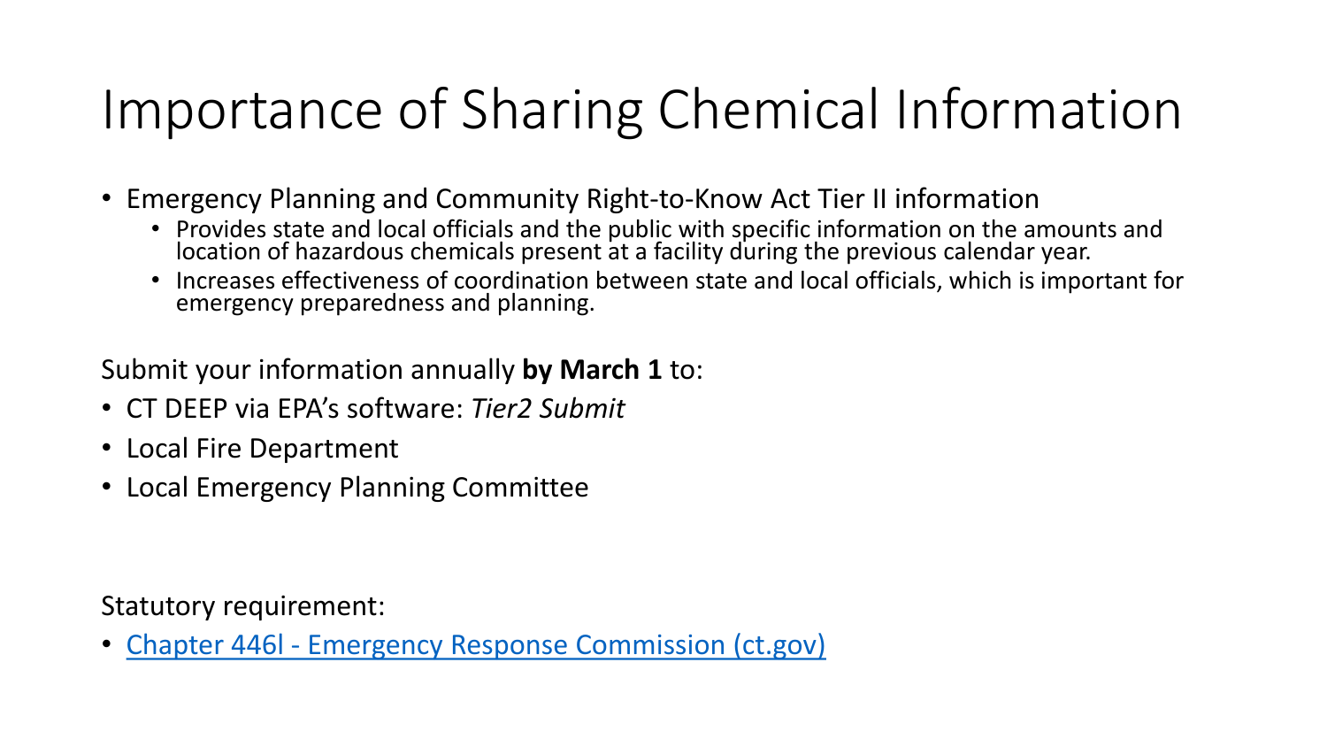# Importance of Sharing Chemical Information

- Emergency Planning and Community Right-to-Know Act Tier II information
  - Provides state and local officials and the public with specific information on the amounts and location of hazardous chemicals present at a facility during the previous calendar year.
  - Increases effectiveness of coordination between state and local officials, which is important for emergency preparedness and planning.

Submit your information annually **by March 1** to:

- CT DEEP via EPA's software: *Tier2 Submit*
- Local Fire Department
- Local Emergency Planning Committee

Statutory requirement:

- Chapter 446l - Emergency Response Commission (ct.gov)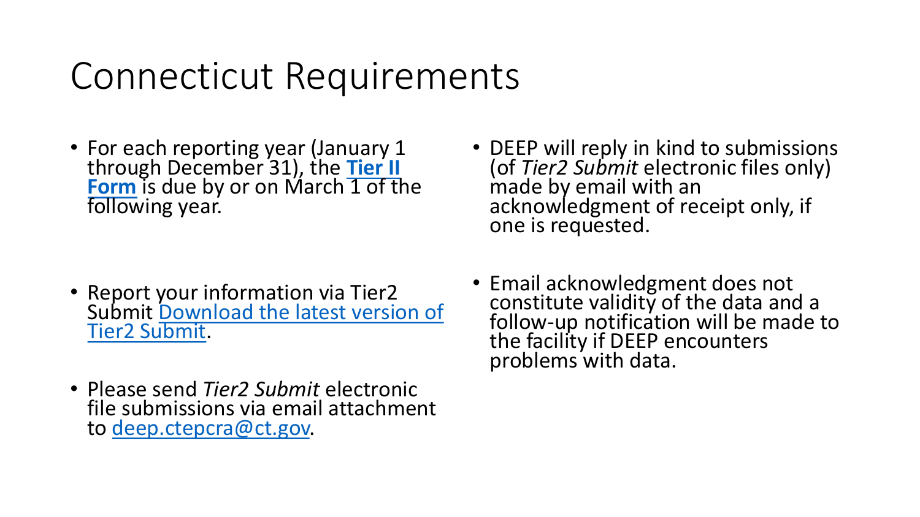# Connecticut Requirements

- For each reporting year (January 1 through December 31), the **Tier II Form** is due by or on March 1 of the following year.

- Report your information via Tier2 Submit Download the latest version of Tier2 Submit.

- Please send *Tier2 Submit* electronic file submissions via email attachment to deep.ctepcra@ct.gov.

- DEEP will reply in kind to submissions (of *Tier2 Submit* electronic files only) made by email with an acknowledgment of receipt only, if one is requested.

- Email acknowledgment does not constitute validity of the data and a follow-up notification will be made to the facility if DEEP encounters problems with data.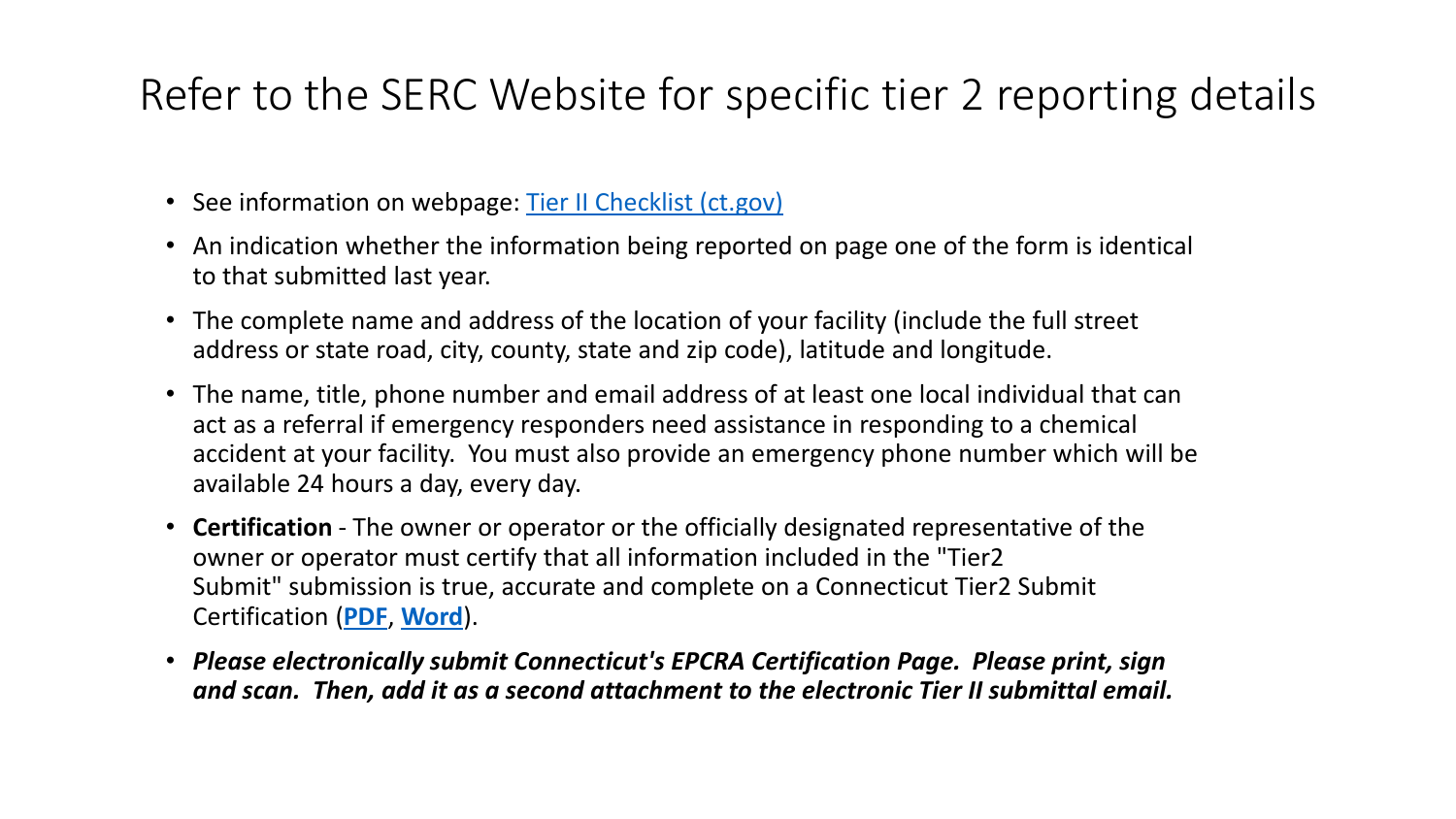# Refer to the SERC Website for specific tier 2 reporting details

- See information on webpage: Tier II Checklist (ct.gov)
- An indication whether the information being reported on page one of the form is identical to that submitted last year.
- The complete name and address of the location of your facility (include the full street address or state road, city, county, state and zip code), latitude and longitude.
- The name, title, phone number and email address of at least one local individual that can act as a referral if emergency responders need assistance in responding to a chemical accident at your facility. You must also provide an emergency phone number which will be available 24 hours a day, every day.
- **Certification** - The owner or operator or the officially designated representative of the owner or operator must certify that all information included in the "Tier2 Submit" submission is true, accurate and complete on a Connecticut Tier2 Submit Certification (**PDF**, **Word**).
- ***Please electronically submit Connecticut's EPCRA Certification Page. Please print, sign and scan. Then, add it as a second attachment to the electronic Tier II submittal email.***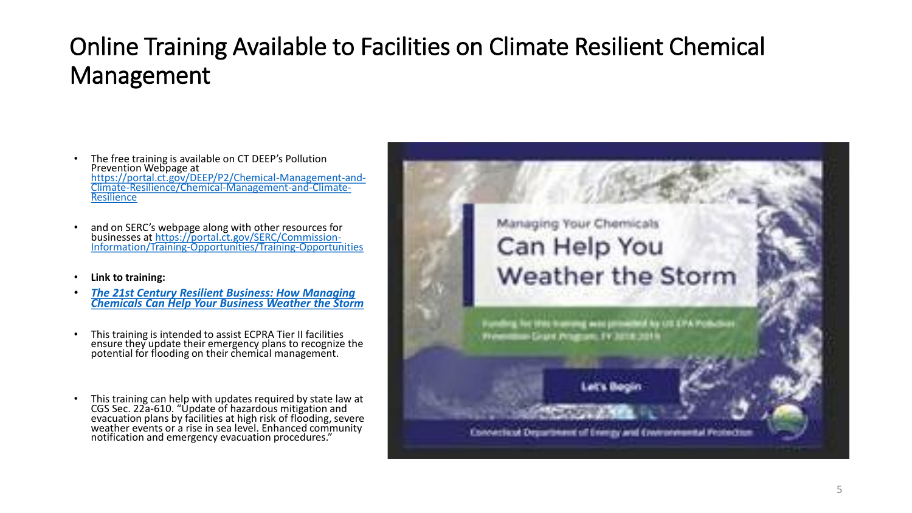# Online Training Available to Facilities on Climate Resilient Chemical Management

- The free training is available on CT DEEP's Pollution Prevention Webpage at https://portal.ct.gov/DEEP/P2/Chemical-Management-and-Climate-Resilience/Chemical-Management-and-Climate-Resilience
- and on SERC's webpage along with other resources for businesses at https://portal.ct.gov/SERC/Commission-Information/Training-Opportunities/Training-Opportunities
- **Link to training:**
- ***The 21st Century Resilient Business: How Managing Chemicals Can Help Your Business Weather the Storm***
- This training is intended to assist ECPRA Tier II facilities ensure they update their emergency plans to recognize the potential for flooding on their chemical management.
- This training can help with updates required by state law at CGS Sec. 22a-610. "Update of hazardous mitigation and evacuation plans by facilities at high risk of flooding, severe weather events or a rise in sea level. Enhanced community notification and emergency evacuation procedures."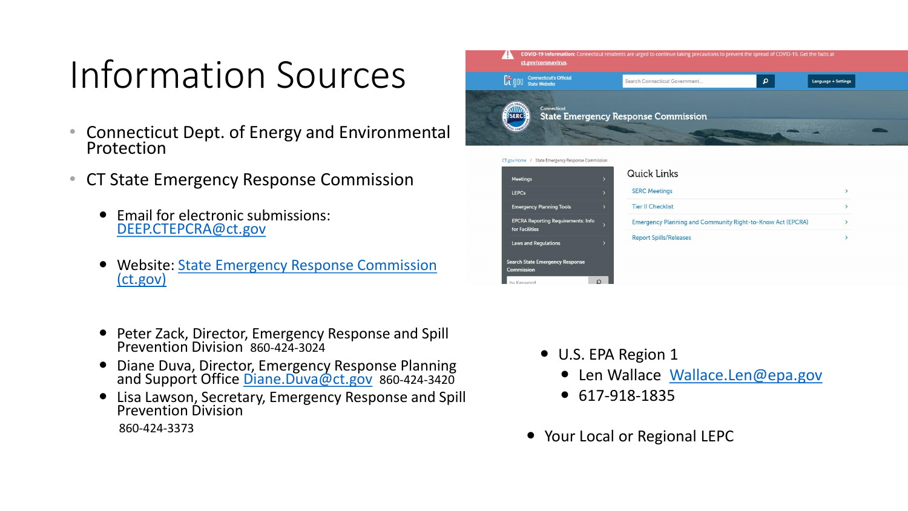# Information Sources

- Connecticut Dept. of Energy and Environmental Protection
- CT State Emergency Response Commission
  - Email for electronic submissions: DEEP.CTEPCRA@ct.gov
  - Website: State Emergency Response Commission (ct.gov)

- Peter Zack, Director, Emergency Response and Spill Prevention Division 860-424-3024
- Diane Duva, Director, Emergency Response Planning and Support Office Diane.Duva@ct.gov 860-424-3420
- Lisa Lawson, Secretary, Emergency Response and Spill Prevention Division 860-424-3373

- U.S. EPA Region 1
  - Len Wallace Wallace.Len@epa.gov
  - 617-918-1835
- Your Local or Regional LEPC